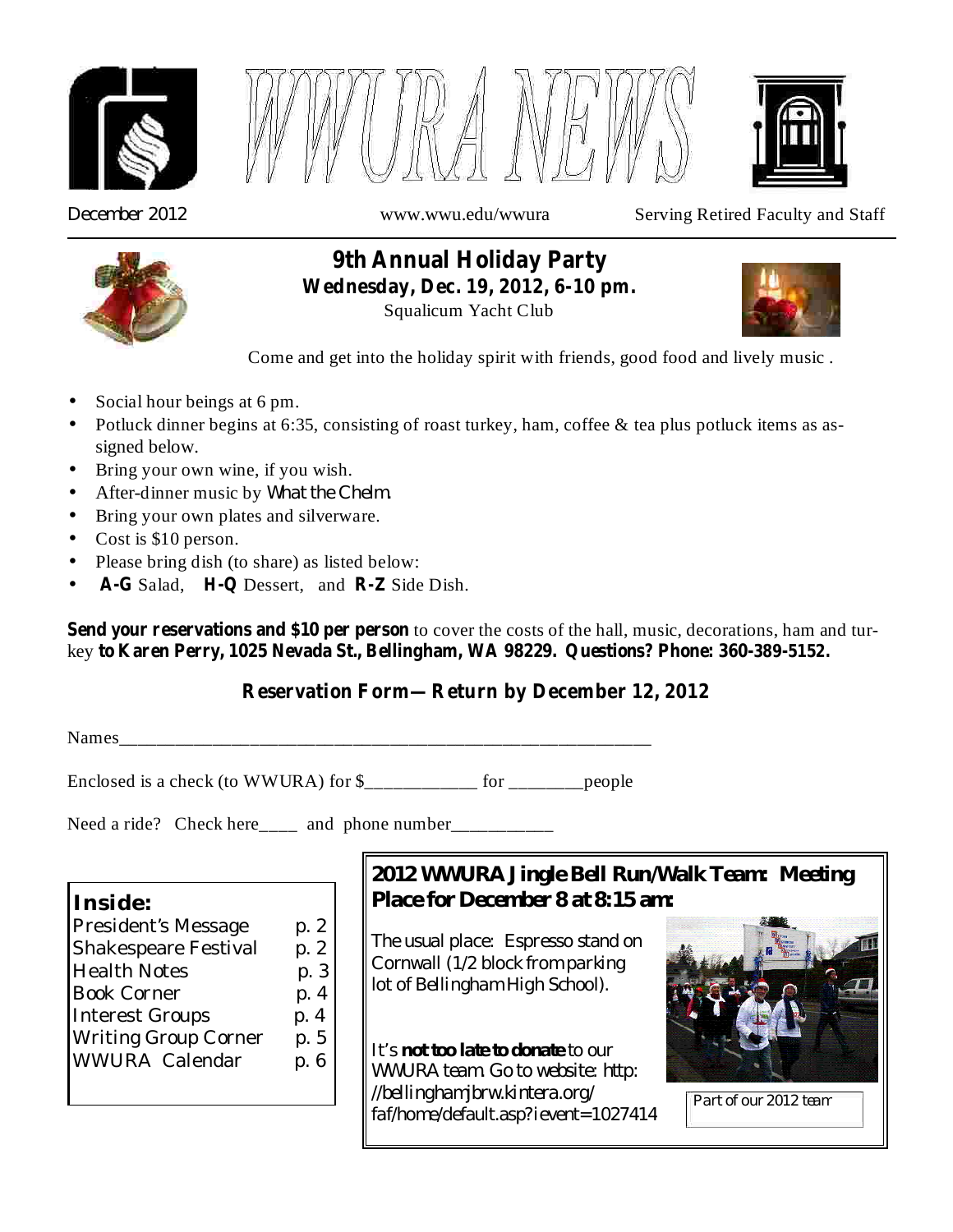# WWURA NEWS

December 2012 | www.wwu.edu/wwura | Serving Retired Faculty and Staff

## 9th Annual Holiday Party

**Wednesday, Dec. 19, 2012, 6-10 pm.**

Squalicum Yacht Club

Come and get into the holiday spirit with friends, good food and lively music .

- Social hour beings at 6 pm.
- Potluck dinner begins at 6:35, consisting of roast turkey, ham, coffee & tea plus potluck items as assigned below.
- Bring your own wine, if you wish.
- After-dinner music by What the Chelm.
- Bring your own plates and silverware.
- Cost is $10 person.
- Please bring dish (to share) as listed below:
- **A-G** Salad, **H-Q** Dessert, and **R-Z** Side Dish.

**Send your reservations and $10 per person** to cover the costs of the hall, music, decorations, ham and turkey **to Karen Perry, 1025 Nevada St., Bellingham, WA 98229. Questions? Phone: 360-389-5152.**

### Reservation Form—Return by December 12, 2012

Names_____________________________________________________________

Enclosed is a check (to WWURA) for $____________ for ________people

Need a ride? Check here____ and phone number___________

**Inside:**

| | |
|---|---|
| President's Message | p. 2 |
| Shakespeare Festival | p. 2 |
| Health Notes | p. 3 |
| Book Corner | p. 4 |
| Interest Groups | p. 4 |
| Writing Group Corner | p. 5 |
| WWURA Calendar | p. 6 |

### 2012 WWURA Jingle Bell Run/Walk Team: Meeting Place for December 8 at 8:15 am:

The usual place: Espresso stand on Cornwall (1/2 block from parking lot of Bellingham High School).

It's **not too late to donate** to our WWURA team. Go to website: http://bellinghamjbrw.kintera.org/faf/home/default.asp?ievent=1027414

Part of our 2012 team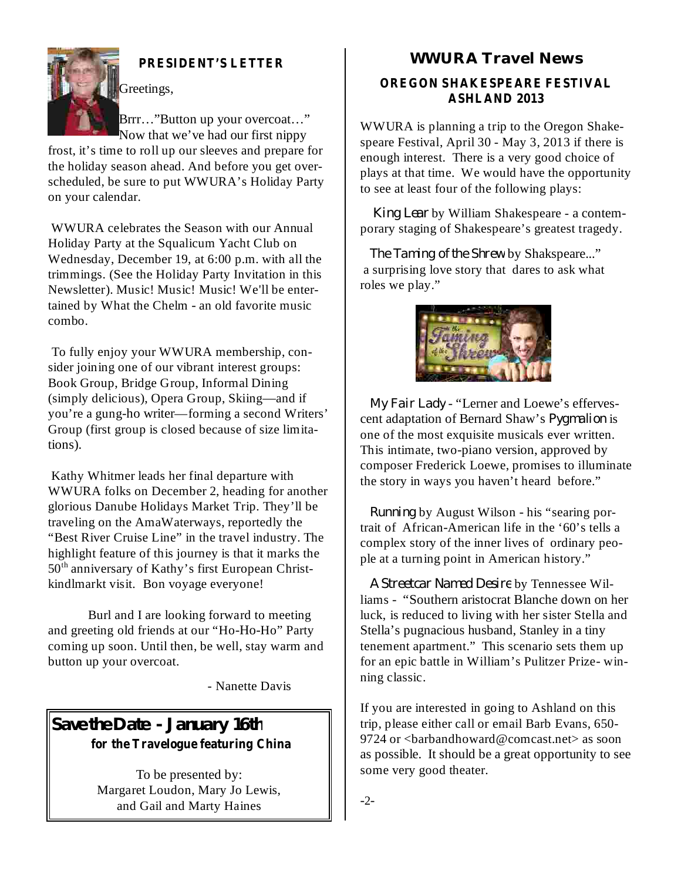## PRESIDENT'S LETTER

Greetings,

Brrr…"Button up your overcoat…" Now that we've had our first nippy frost, it's time to roll up our sleeves and prepare for the holiday season ahead. And before you get over-scheduled, be sure to put WWURA's Holiday Party on your calendar.

WWURA celebrates the Season with our Annual Holiday Party at the Squalicum Yacht Club on Wednesday, December 19, at 6:00 p.m. with all the trimmings. (See the Holiday Party Invitation in this Newsletter). Music! Music! Music! We'll be entertained by What the Chelm - an old favorite music combo.

To fully enjoy your WWURA membership, consider joining one of our vibrant interest groups: Book Group, Bridge Group, Informal Dining (simply delicious), Opera Group, Skiing—and if you're a gung-ho writer—forming a second Writers' Group (first group is closed because of size limitations).

Kathy Whitmer leads her final departure with WWURA folks on December 2, heading for another glorious Danube Holidays Market Trip. They'll be traveling on the AmaWaterways, reportedly the "Best River Cruise Line" in the travel industry. The highlight feature of this journey is that it marks the 50th anniversary of Kathy's first European Christkindlmarkt visit. Bon voyage everyone!

Burl and I are looking forward to meeting and greeting old friends at our "Ho-Ho-Ho" Party coming up soon. Until then, be well, stay warm and button up your overcoat.

- Nanette Davis

**Save the Date - January 16th**

**for the Travelogue featuring China**

To be presented by:
Margaret Loudon, Mary Jo Lewis, and Gail and Marty Haines

## WWURA Travel News

### OREGON SHAKESPEARE FESTIVAL ASHLAND 2013

WWURA is planning a trip to the Oregon Shakespeare Festival, April 30 - May 3, 2013 if there is enough interest. There is a very good choice of plays at that time. We would have the opportunity to see at least four of the following plays:

*King Lear* by William Shakespeare - a contemporary staging of Shakespeare's greatest tragedy.

*The Taming of the Shrew* by Shakspeare..." a surprising love story that dares to ask what roles we play."

*My Fair Lady* - "Lerner and Loewe's effervescent adaptation of Bernard Shaw's *Pygmalion* is one of the most exquisite musicals ever written. This intimate, two-piano version, approved by composer Frederick Loewe, promises to illuminate the story in ways you haven't heard before."

*Running* by August Wilson - his "searing portrait of African-American life in the '60's tells a complex story of the inner lives of ordinary people at a turning point in American history."

*A Streetcar Named Desire* by Tennessee Williams - "Southern aristocrat Blanche down on her luck, is reduced to living with her sister Stella and Stella's pugnacious husband, Stanley in a tiny tenement apartment." This scenario sets them up for an epic battle in William's Pulitzer Prize- winning classic.

If you are interested in going to Ashland on this trip, please either call or email Barb Evans, 650-9724 or <barbandhoward@comcast.net> as soon as possible. It should be a great opportunity to see some very good theater.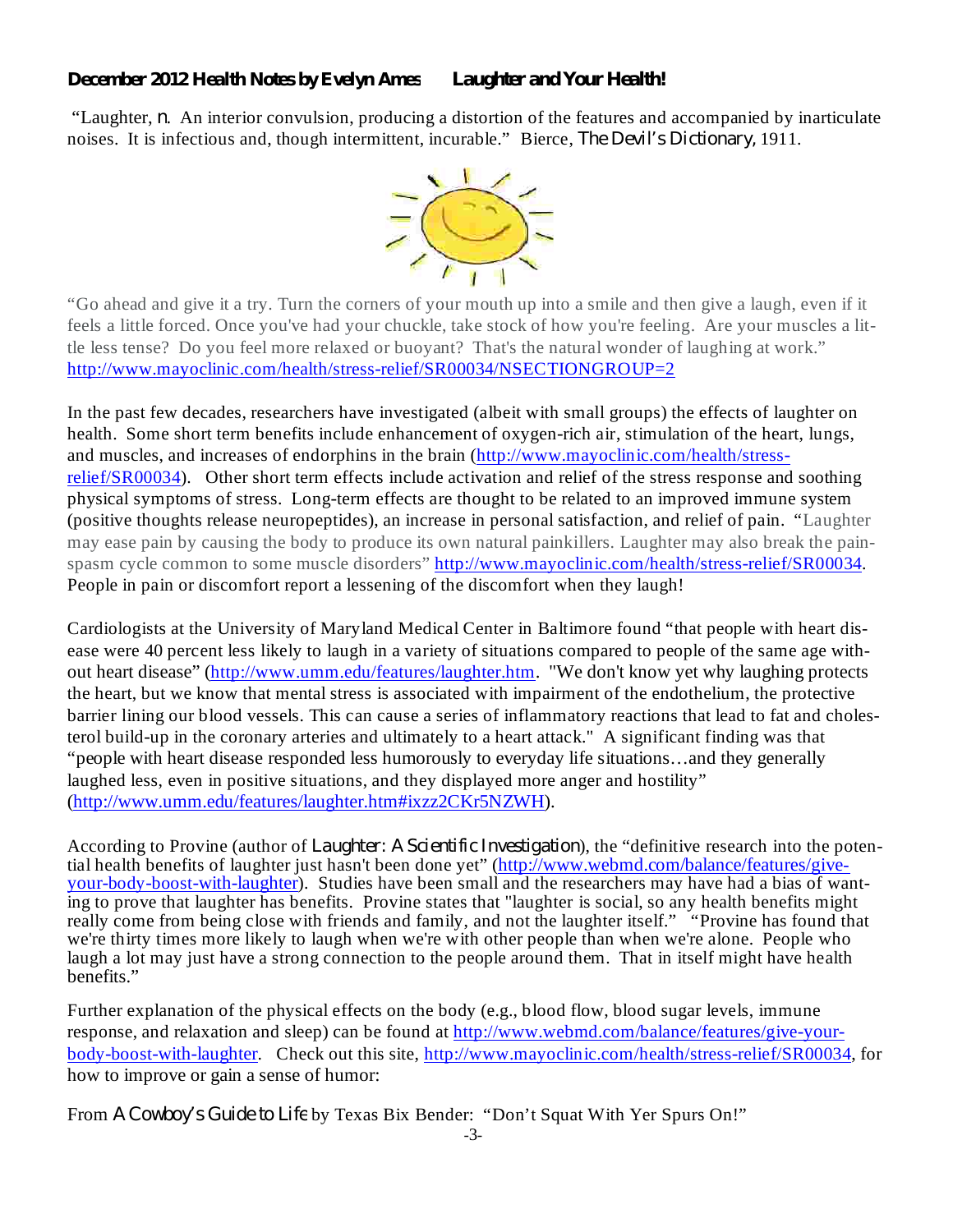**December 2012 Health Notes by Evelyn Ames Laughter and Your Health!**

"Laughter, *n.* An interior convulsion, producing a distortion of the features and accompanied by inarticulate noises. It is infectious and, though intermittent, incurable." Bierce, *The Devil's Dictionary,* 1911.

"Go ahead and give it a try. Turn the corners of your mouth up into a smile and then give a laugh, even if it feels a little forced. Once you've had your chuckle, take stock of how you're feeling. Are your muscles a little less tense? Do you feel more relaxed or buoyant? That's the natural wonder of laughing at work." http://www.mayoclinic.com/health/stress-relief/SR00034/NSECTIONGROUP=2

In the past few decades, researchers have investigated (albeit with small groups) the effects of laughter on health. Some short term benefits include enhancement of oxygen-rich air, stimulation of the heart, lungs, and muscles, and increases of endorphins in the brain (http://www.mayoclinic.com/health/stress-relief/SR00034). Other short term effects include activation and relief of the stress response and soothing physical symptoms of stress. Long-term effects are thought to be related to an improved immune system (positive thoughts release neuropeptides), an increase in personal satisfaction, and relief of pain. "Laughter may ease pain by causing the body to produce its own natural painkillers. Laughter may also break the pain-spasm cycle common to some muscle disorders" http://www.mayoclinic.com/health/stress-relief/SR00034. People in pain or discomfort report a lessening of the discomfort when they laugh!

Cardiologists at the University of Maryland Medical Center in Baltimore found "that people with heart disease were 40 percent less likely to laugh in a variety of situations compared to people of the same age without heart disease" (http://www.umm.edu/features/laughter.htm. "We don't know yet why laughing protects the heart, but we know that mental stress is associated with impairment of the endothelium, the protective barrier lining our blood vessels. This can cause a series of inflammatory reactions that lead to fat and cholesterol build-up in the coronary arteries and ultimately to a heart attack." A significant finding was that "people with heart disease responded less humorously to everyday life situations…and they generally laughed less, even in positive situations, and they displayed more anger and hostility" (http://www.umm.edu/features/laughter.htm#ixzz2CKr5NZWH).

According to Provine (author of *Laughter: A Scientific Investigation*), the "definitive research into the potential health benefits of laughter just hasn't been done yet" (http://www.webmd.com/balance/features/give-your-body-boost-with-laughter). Studies have been small and the researchers may have had a bias of wanting to prove that laughter has benefits. Provine states that "laughter is social, so any health benefits might really come from being close with friends and family, and not the laughter itself." "Provine has found that we're thirty times more likely to laugh when we're with other people than when we're alone. People who laugh a lot may just have a strong connection to the people around them. That in itself might have health benefits."

Further explanation of the physical effects on the body (e.g., blood flow, blood sugar levels, immune response, and relaxation and sleep) can be found at http://www.webmd.com/balance/features/give-your-body-boost-with-laughter. Check out this site, http://www.mayoclinic.com/health/stress-relief/SR00034, for how to improve or gain a sense of humor:

From *A Cowboy's Guide to Life* by Texas Bix Bender: "Don't Squat With Yer Spurs On!"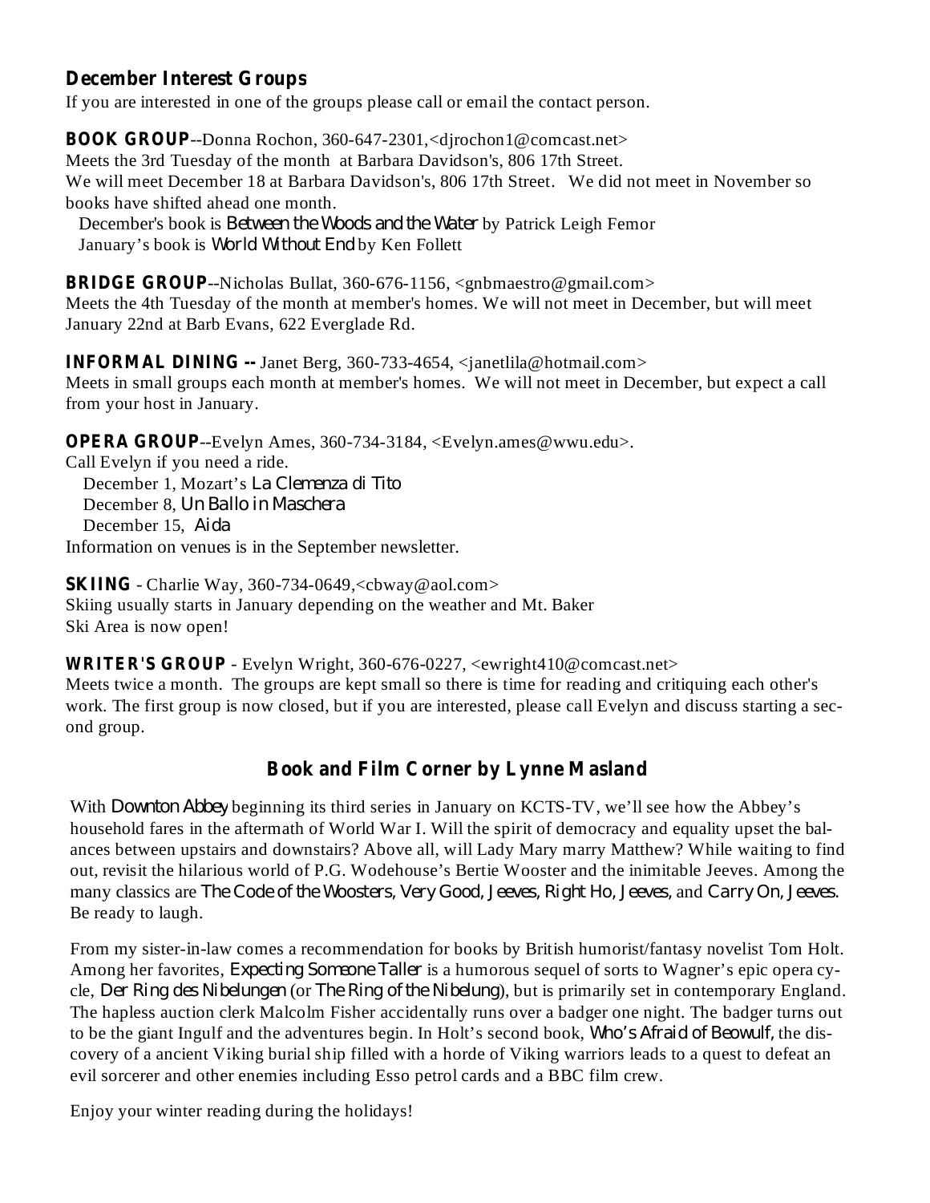## December Interest Groups

If you are interested in one of the groups please call or email the contact person.

**BOOK GROUP**--Donna Rochon, 360-647-2301,<djrochon1@comcast.net>
Meets the 3rd Tuesday of the month at Barbara Davidson's, 806 17th Street.
We will meet December 18 at Barbara Davidson's, 806 17th Street. We did not meet in November so books have shifted ahead one month.
December's book is *Between the Woods and the Water* by Patrick Leigh Femor
January's book is *World Without End* by Ken Follett

**BRIDGE GROUP**--Nicholas Bullat, 360-676-1156, <gnbmaestro@gmail.com>
Meets the 4th Tuesday of the month at member's homes. We will not meet in December, but will meet January 22nd at Barb Evans, 622 Everglade Rd.

**INFORMAL DINING --** Janet Berg, 360-733-4654, <janetlila@hotmail.com>
Meets in small groups each month at member's homes. We will not meet in December, but expect a call from your host in January.

**OPERA GROUP**--Evelyn Ames, 360-734-3184, <Evelyn.ames@wwu.edu>.
Call Evelyn if you need a ride.
December 1, Mozart's *La Clemenza di Tito*
December 8, *Un Ballo in Maschera*
December 15, *Aida*
Information on venues is in the September newsletter.

**SKIING** - Charlie Way, 360-734-0649,<cbway@aol.com>
Skiing usually starts in January depending on the weather and Mt. Baker Ski Area is now open!

**WRITER'S GROUP** - Evelyn Wright, 360-676-0227, <ewright410@comcast.net>
Meets twice a month. The groups are kept small so there is time for reading and critiquing each other's work. The first group is now closed, but if you are interested, please call Evelyn and discuss starting a second group.

## Book and Film Corner by Lynne Masland

With *Downton Abbey* beginning its third series in January on KCTS-TV, we'll see how the Abbey's household fares in the aftermath of World War I. Will the spirit of democracy and equality upset the balances between upstairs and downstairs? Above all, will Lady Mary marry Matthew? While waiting to find out, revisit the hilarious world of P.G. Wodehouse's Bertie Wooster and the inimitable Jeeves. Among the many classics are *The Code of the Woosters, Very Good, Jeeves, Right Ho, Jeeves,* and *Carry On, Jeeves.* Be ready to laugh.

From my sister-in-law comes a recommendation for books by British humorist/fantasy novelist Tom Holt. Among her favorites, *Expecting Someone Taller* is a humorous sequel of sorts to Wagner's epic opera cycle, *Der Ring des Nibelungen* (or *The Ring of the Nibelung*), but is primarily set in contemporary England. The hapless auction clerk Malcolm Fisher accidentally runs over a badger one night. The badger turns out to be the giant Ingulf and the adventures begin. In Holt's second book, *Who's Afraid of Beowulf,* the discovery of a ancient Viking burial ship filled with a horde of Viking warriors leads to a quest to defeat an evil sorcerer and other enemies including Esso petrol cards and a BBC film crew.

Enjoy your winter reading during the holidays!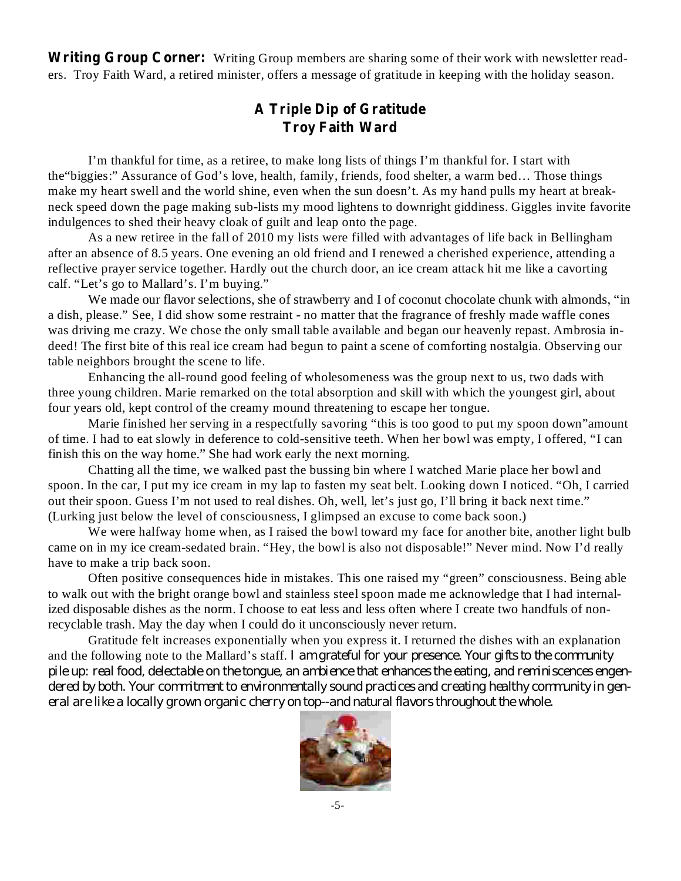**Writing Group Corner:** Writing Group members are sharing some of their work with newsletter readers. Troy Faith Ward, a retired minister, offers a message of gratitude in keeping with the holiday season.

## A Triple Dip of Gratitude
### Troy Faith Ward

I'm thankful for time, as a retiree, to make long lists of things I'm thankful for. I start with the"biggies:" Assurance of God's love, health, family, friends, food shelter, a warm bed… Those things make my heart swell and the world shine, even when the sun doesn't. As my hand pulls my heart at breakneck speed down the page making sub-lists my mood lightens to downright giddiness. Giggles invite favorite indulgences to shed their heavy cloak of guilt and leap onto the page.

As a new retiree in the fall of 2010 my lists were filled with advantages of life back in Bellingham after an absence of 8.5 years. One evening an old friend and I renewed a cherished experience, attending a reflective prayer service together. Hardly out the church door, an ice cream attack hit me like a cavorting calf. "Let's go to Mallard's. I'm buying."

We made our flavor selections, she of strawberry and I of coconut chocolate chunk with almonds, "in a dish, please." See, I did show some restraint - no matter that the fragrance of freshly made waffle cones was driving me crazy. We chose the only small table available and began our heavenly repast. Ambrosia indeed! The first bite of this real ice cream had begun to paint a scene of comforting nostalgia. Observing our table neighbors brought the scene to life.

Enhancing the all-round good feeling of wholesomeness was the group next to us, two dads with three young children. Marie remarked on the total absorption and skill with which the youngest girl, about four years old, kept control of the creamy mound threatening to escape her tongue.

Marie finished her serving in a respectfully savoring "this is too good to put my spoon down"amount of time. I had to eat slowly in deference to cold-sensitive teeth. When her bowl was empty, I offered, "I can finish this on the way home." She had work early the next morning.

Chatting all the time, we walked past the bussing bin where I watched Marie place her bowl and spoon. In the car, I put my ice cream in my lap to fasten my seat belt. Looking down I noticed. "Oh, I carried out their spoon. Guess I'm not used to real dishes. Oh, well, let's just go, I'll bring it back next time." (Lurking just below the level of consciousness, I glimpsed an excuse to come back soon.)

We were halfway home when, as I raised the bowl toward my face for another bite, another light bulb came on in my ice cream-sedated brain. "Hey, the bowl is also not disposable!" Never mind. Now I'd really have to make a trip back soon.

Often positive consequences hide in mistakes. This one raised my "green" consciousness. Being able to walk out with the bright orange bowl and stainless steel spoon made me acknowledge that I had internalized disposable dishes as the norm. I choose to eat less and less often where I create two handfuls of non-recyclable trash. May the day when I could do it unconsciously never return.

Gratitude felt increases exponentially when you express it. I returned the dishes with an explanation and the following note to the Mallard's staff. *I am grateful for your presence. Your gifts to the community pile up: real food, delectable on the tongue, an ambience that enhances the eating, and reminiscences engendered by both. Your commitment to environmentally sound practices and creating healthy community in general are like a locally grown organic cherry on top--and natural flavors throughout the whole.*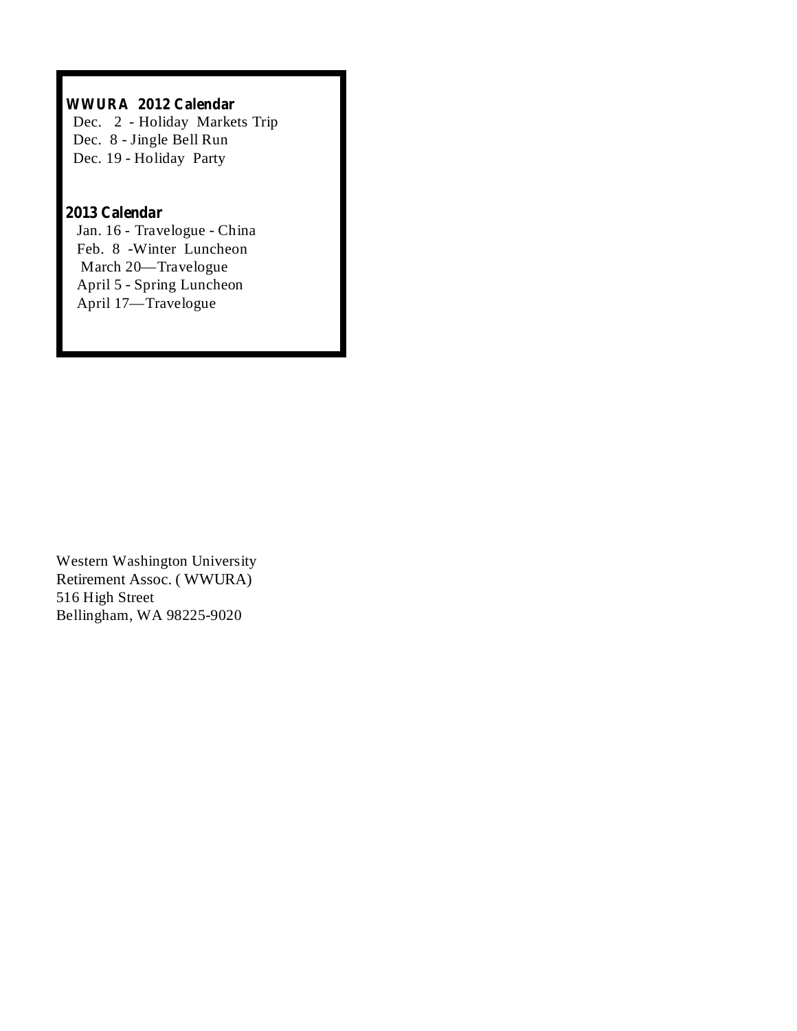**WWURA 2012 Calendar**

Dec. 2 - Holiday Markets Trip
Dec. 8 - Jingle Bell Run
Dec. 19 - Holiday Party

**2013 Calendar**

Jan. 16 - Travelogue - China
Feb. 8 -Winter Luncheon
March 20—Travelogue
April 5 - Spring Luncheon
April 17—Travelogue

Western Washington University
Retirement Assoc. ( WWURA)
516 High Street
Bellingham, WA 98225-9020